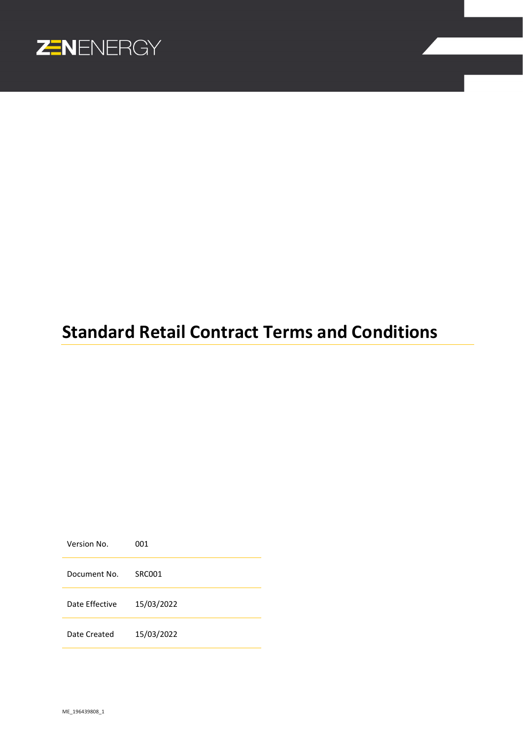ZENENERGY

# Standard Retail Contract Terms and Conditions

| Version No. | 001 |
| --- | --- |
| Document No. | SRC001 |
| Date Effective | 15/03/2022 |
| Date Created | 15/03/2022 |

ME_196439808_1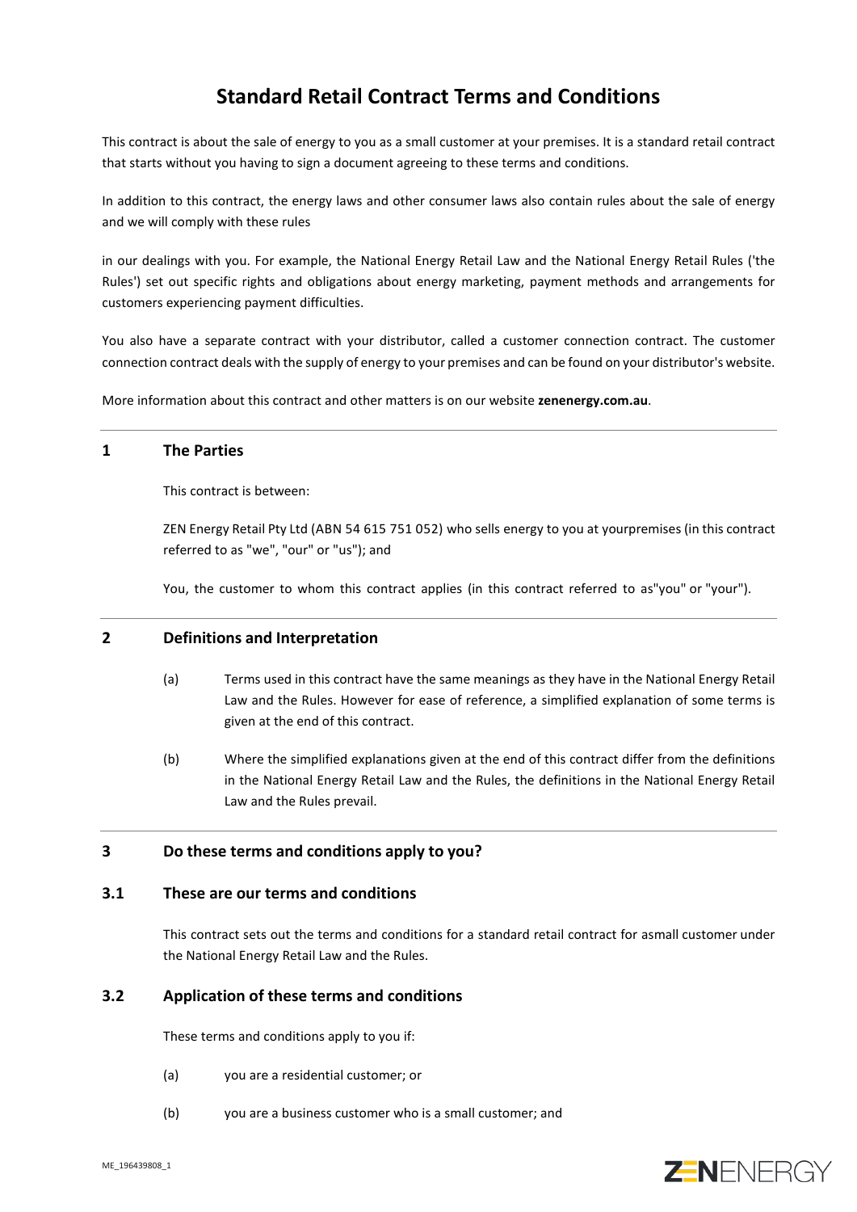# Standard Retail Contract Terms and Conditions

This contract is about the sale of energy to you as a small customer at your premises. It is a standard retail contract that starts without you having to sign a document agreeing to these terms and conditions.

In addition to this contract, the energy laws and other consumer laws also contain rules about the sale of energy and we will comply with these rules

in our dealings with you. For example, the National Energy Retail Law and the National Energy Retail Rules ('the Rules') set out specific rights and obligations about energy marketing, payment methods and arrangements for customers experiencing payment difficulties.

You also have a separate contract with your distributor, called a customer connection contract. The customer connection contract deals with the supply of energy to your premises and can be found on your distributor's website.

More information about this contract and other matters is on our website **zenenergy.com.au**.

---

## 1 The Parties

This contract is between:

ZEN Energy Retail Pty Ltd (ABN 54 615 751 052) who sells energy to you at yourpremises (in this contract referred to as "we", "our" or "us"); and

You, the customer to whom this contract applies (in this contract referred to as"you" or "your").

---

## 2 Definitions and Interpretation

(a) Terms used in this contract have the same meanings as they have in the National Energy Retail Law and the Rules. However for ease of reference, a simplified explanation of some terms is given at the end of this contract.

(b) Where the simplified explanations given at the end of this contract differ from the definitions in the National Energy Retail Law and the Rules, the definitions in the National Energy Retail Law and the Rules prevail.

---

## 3 Do these terms and conditions apply to you?

### 3.1 These are our terms and conditions

This contract sets out the terms and conditions for a standard retail contract for asmall customer under the National Energy Retail Law and the Rules.

### 3.2 Application of these terms and conditions

These terms and conditions apply to you if:

(a) you are a residential customer; or

(b) you are a business customer who is a small customer; and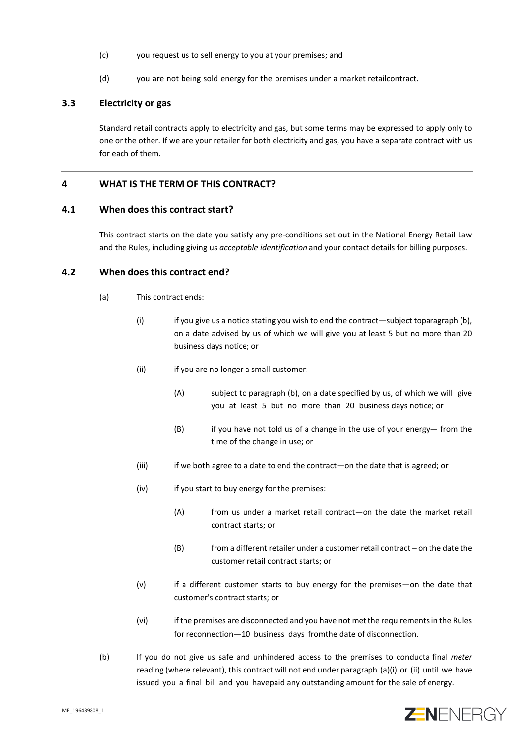(c) you request us to sell energy to you at your premises; and

(d) you are not being sold energy for the premises under a market retailcontract.

### 3.3 Electricity or gas

Standard retail contracts apply to electricity and gas, but some terms may be expressed to apply only to one or the other. If we are your retailer for both electricity and gas, you have a separate contract with us for each of them.

---

## 4 WHAT IS THE TERM OF THIS CONTRACT?

### 4.1 When does this contract start?

This contract starts on the date you satisfy any pre-conditions set out in the National Energy Retail Law and the Rules, including giving us *acceptable identification* and your contact details for billing purposes.

### 4.2 When does this contract end?

(a) This contract ends:

  (i) if you give us a notice stating you wish to end the contract—subject toparagraph (b), on a date advised by us of which we will give you at least 5 but no more than 20 business days notice; or

  (ii) if you are no longer a small customer:

    (A) subject to paragraph (b), on a date specified by us, of which we will give you at least 5 but no more than 20 business days notice; or

    (B) if you have not told us of a change in the use of your energy— from the time of the change in use; or

  (iii) if we both agree to a date to end the contract—on the date that is agreed; or

  (iv) if you start to buy energy for the premises:

    (A) from us under a market retail contract—on the date the market retail contract starts; or

    (B) from a different retailer under a customer retail contract – on the date the customer retail contract starts; or

  (v) if a different customer starts to buy energy for the premises—on the date that customer's contract starts; or

  (vi) if the premises are disconnected and you have not met the requirements in the Rules for reconnection—10 business days fromthe date of disconnection.

(b) If you do not give us safe and unhindered access to the premises to conducta final *meter* reading (where relevant), this contract will not end under paragraph (a)(i) or (ii) until we have issued you a final bill and you havepaid any outstanding amount for the sale of energy.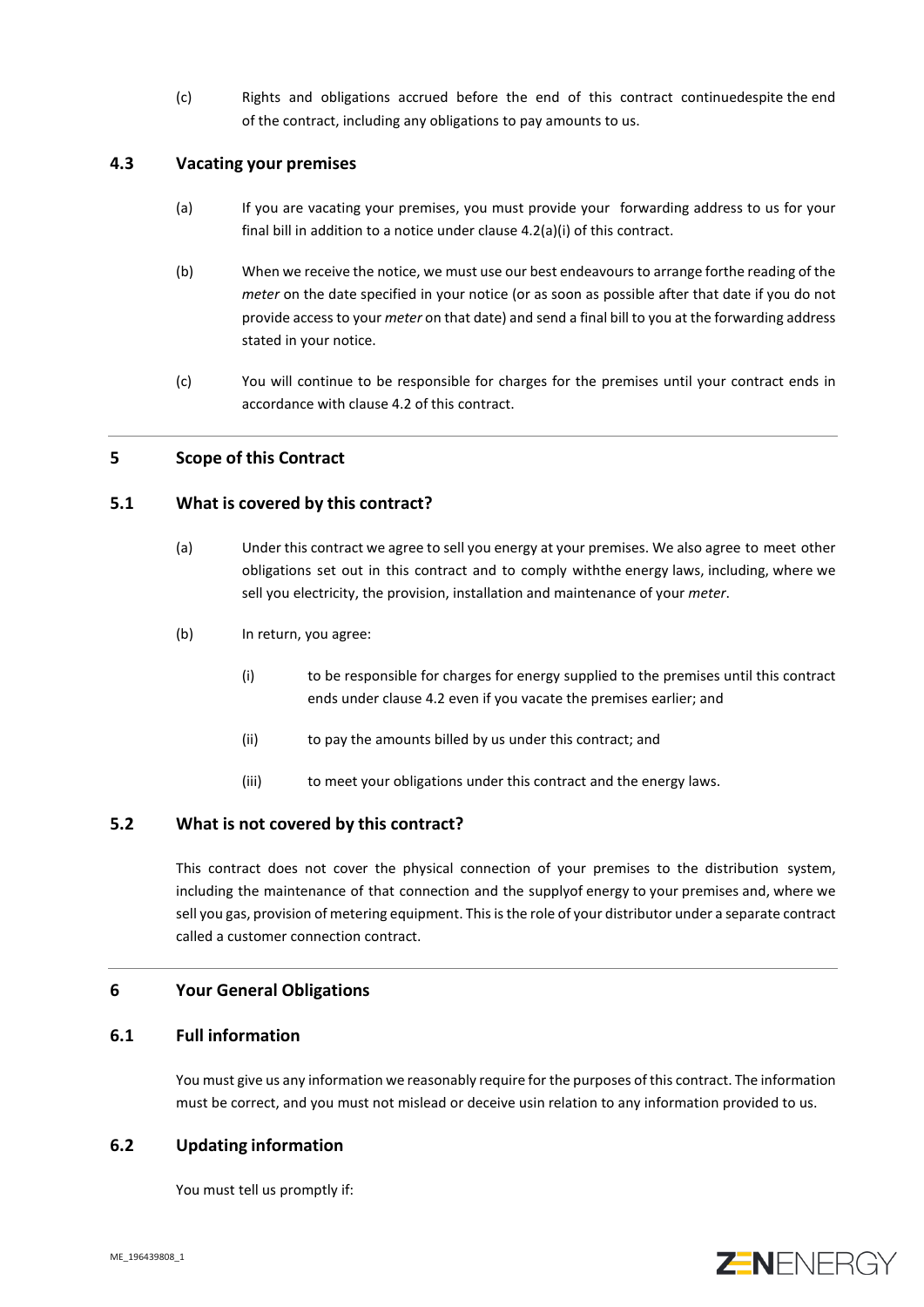(c) Rights and obligations accrued before the end of this contract continuedespite the end of the contract, including any obligations to pay amounts to us.

### 4.3 Vacating your premises

(a) If you are vacating your premises, you must provide your forwarding address to us for your final bill in addition to a notice under clause 4.2(a)(i) of this contract.

(b) When we receive the notice, we must use our best endeavours to arrange forthe reading of the *meter* on the date specified in your notice (or as soon as possible after that date if you do not provide access to your *meter* on that date) and send a final bill to you at the forwarding address stated in your notice.

(c) You will continue to be responsible for charges for the premises until your contract ends in accordance with clause 4.2 of this contract.

---

## 5 Scope of this Contract

### 5.1 What is covered by this contract?

(a) Under this contract we agree to sell you energy at your premises. We also agree to meet other obligations set out in this contract and to comply withthe energy laws, including, where we sell you electricity, the provision, installation and maintenance of your *meter*.

(b) In return, you agree:

(i) to be responsible for charges for energy supplied to the premises until this contract ends under clause 4.2 even if you vacate the premises earlier; and

(ii) to pay the amounts billed by us under this contract; and

(iii) to meet your obligations under this contract and the energy laws.

### 5.2 What is not covered by this contract?

This contract does not cover the physical connection of your premises to the distribution system, including the maintenance of that connection and the supplyof energy to your premises and, where we sell you gas, provision of metering equipment. This is the role of your distributor under a separate contract called a customer connection contract.

---

## 6 Your General Obligations

### 6.1 Full information

You must give us any information we reasonably require for the purposes of this contract. The information must be correct, and you must not mislead or deceive usin relation to any information provided to us.

### 6.2 Updating information

You must tell us promptly if: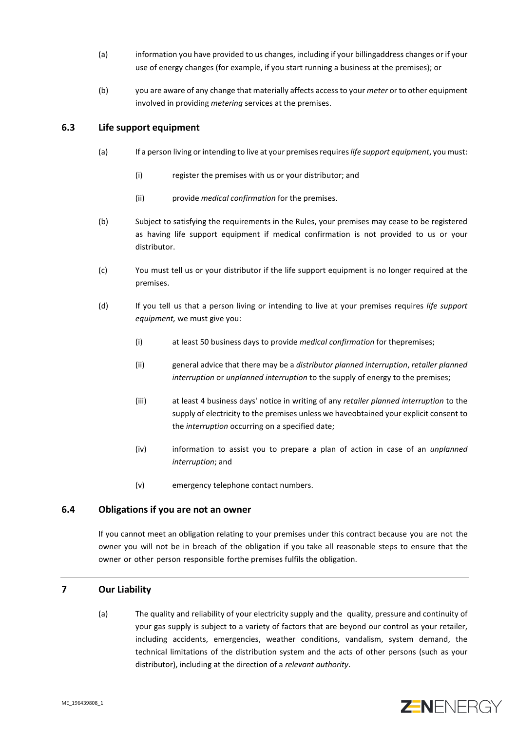(a) information you have provided to us changes, including if your billingaddress changes or if your use of energy changes (for example, if you start running a business at the premises); or

(b) you are aware of any change that materially affects access to your *meter* or to other equipment involved in providing *metering* services at the premises.

### 6.3 Life support equipment

(a) If a person living or intending to live at your premises requires *life support equipment*, you must:

(i) register the premises with us or your distributor; and

(ii) provide *medical confirmation* for the premises.

(b) Subject to satisfying the requirements in the Rules, your premises may cease to be registered as having life support equipment if medical confirmation is not provided to us or your distributor.

(c) You must tell us or your distributor if the life support equipment is no longer required at the premises.

(d) If you tell us that a person living or intending to live at your premises requires *life support equipment,* we must give you:

(i) at least 50 business days to provide *medical confirmation* for thepremises;

(ii) general advice that there may be a *distributor planned interruption*, *retailer planned interruption* or *unplanned interruption* to the supply of energy to the premises;

(iii) at least 4 business days' notice in writing of any *retailer planned interruption* to the supply of electricity to the premises unless we haveobtained your explicit consent to the *interruption* occurring on a specified date;

(iv) information to assist you to prepare a plan of action in case of an *unplanned interruption*; and

(v) emergency telephone contact numbers.

### 6.4 Obligations if you are not an owner

If you cannot meet an obligation relating to your premises under this contract because you are not the owner you will not be in breach of the obligation if you take all reasonable steps to ensure that the owner or other person responsible forthe premises fulfils the obligation.

## 7 Our Liability

(a) The quality and reliability of your electricity supply and the quality, pressure and continuity of your gas supply is subject to a variety of factors that are beyond our control as your retailer, including accidents, emergencies, weather conditions, vandalism, system demand, the technical limitations of the distribution system and the acts of other persons (such as your distributor), including at the direction of a *relevant authority*.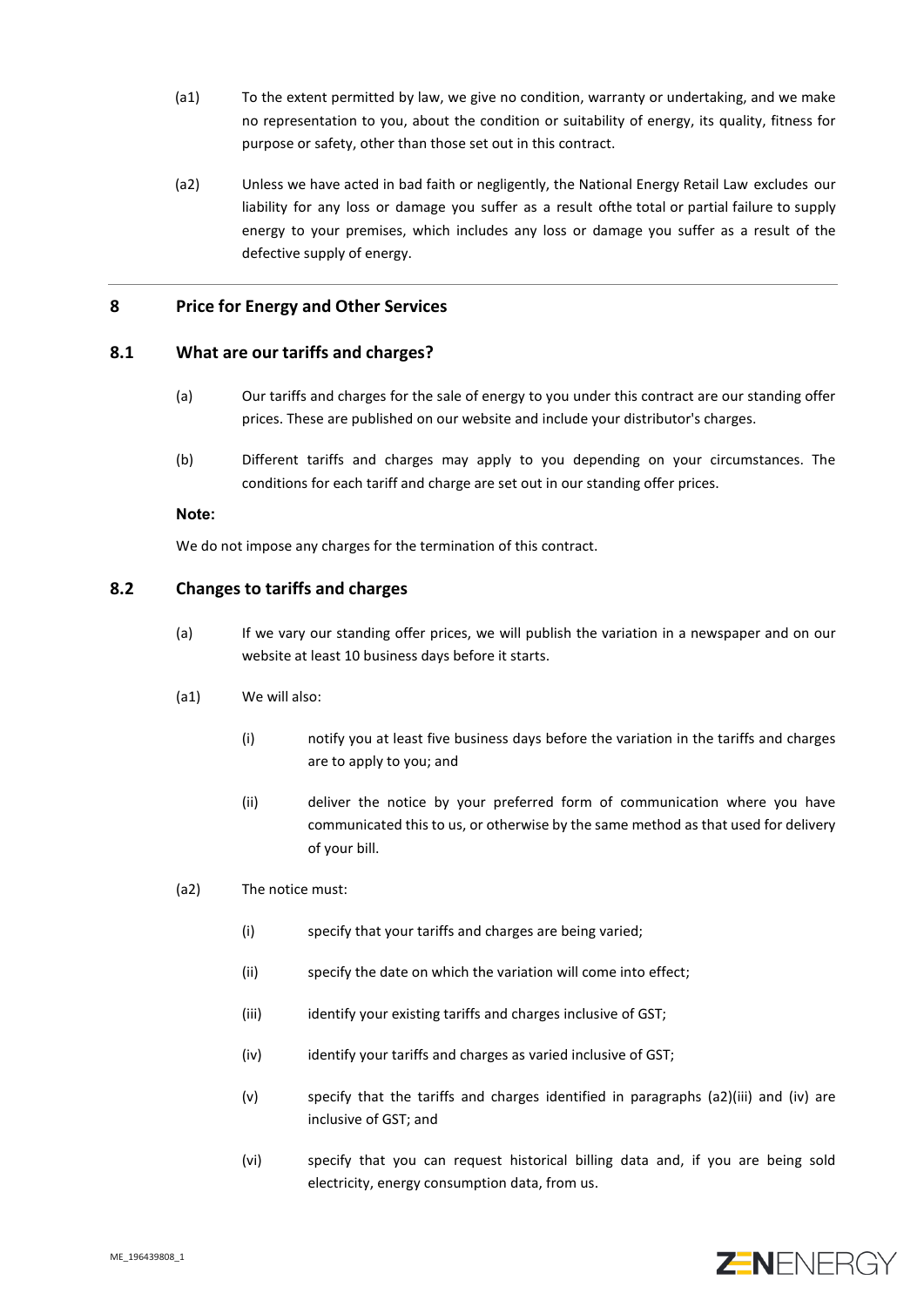(a1) To the extent permitted by law, we give no condition, warranty or undertaking, and we make no representation to you, about the condition or suitability of energy, its quality, fitness for purpose or safety, other than those set out in this contract.

(a2) Unless we have acted in bad faith or negligently, the National Energy Retail Law excludes our liability for any loss or damage you suffer as a result ofthe total or partial failure to supply energy to your premises, which includes any loss or damage you suffer as a result of the defective supply of energy.

---

## 8 Price for Energy and Other Services

### 8.1 What are our tariffs and charges?

(a) Our tariffs and charges for the sale of energy to you under this contract are our standing offer prices. These are published on our website and include your distributor's charges.

(b) Different tariffs and charges may apply to you depending on your circumstances. The conditions for each tariff and charge are set out in our standing offer prices.

**Note:**

We do not impose any charges for the termination of this contract.

### 8.2 Changes to tariffs and charges

(a) If we vary our standing offer prices, we will publish the variation in a newspaper and on our website at least 10 business days before it starts.

(a1) We will also:

(i) notify you at least five business days before the variation in the tariffs and charges are to apply to you; and

(ii) deliver the notice by your preferred form of communication where you have communicated this to us, or otherwise by the same method as that used for delivery of your bill.

(a2) The notice must:

(i) specify that your tariffs and charges are being varied;

(ii) specify the date on which the variation will come into effect;

(iii) identify your existing tariffs and charges inclusive of GST;

(iv) identify your tariffs and charges as varied inclusive of GST;

(v) specify that the tariffs and charges identified in paragraphs (a2)(iii) and (iv) are inclusive of GST; and

(vi) specify that you can request historical billing data and, if you are being sold electricity, energy consumption data, from us.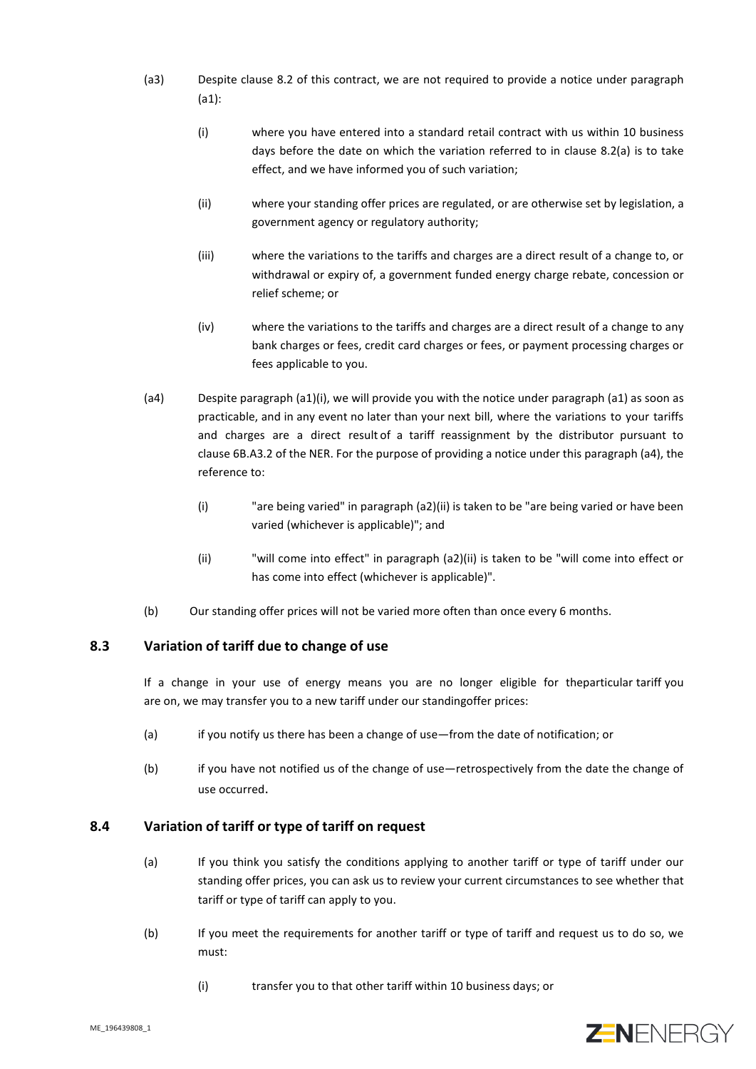(a3) Despite clause 8.2 of this contract, we are not required to provide a notice under paragraph (a1):

(i) where you have entered into a standard retail contract with us within 10 business days before the date on which the variation referred to in clause 8.2(a) is to take effect, and we have informed you of such variation;

(ii) where your standing offer prices are regulated, or are otherwise set by legislation, a government agency or regulatory authority;

(iii) where the variations to the tariffs and charges are a direct result of a change to, or withdrawal or expiry of, a government funded energy charge rebate, concession or relief scheme; or

(iv) where the variations to the tariffs and charges are a direct result of a change to any bank charges or fees, credit card charges or fees, or payment processing charges or fees applicable to you.

(a4) Despite paragraph (a1)(i), we will provide you with the notice under paragraph (a1) as soon as practicable, and in any event no later than your next bill, where the variations to your tariffs and charges are a direct result of a tariff reassignment by the distributor pursuant to clause 6B.A3.2 of the NER. For the purpose of providing a notice under this paragraph (a4), the reference to:

(i) "are being varied" in paragraph (a2)(ii) is taken to be "are being varied or have been varied (whichever is applicable)"; and

(ii) "will come into effect" in paragraph (a2)(ii) is taken to be "will come into effect or has come into effect (whichever is applicable)".

(b) Our standing offer prices will not be varied more often than once every 6 months.

## 8.3 Variation of tariff due to change of use

If a change in your use of energy means you are no longer eligible for theparticular tariff you are on, we may transfer you to a new tariff under our standingoffer prices:

(a) if you notify us there has been a change of use—from the date of notification; or

(b) if you have not notified us of the change of use—retrospectively from the date the change of use occurred.

## 8.4 Variation of tariff or type of tariff on request

(a) If you think you satisfy the conditions applying to another tariff or type of tariff under our standing offer prices, you can ask us to review your current circumstances to see whether that tariff or type of tariff can apply to you.

(b) If you meet the requirements for another tariff or type of tariff and request us to do so, we must:

(i) transfer you to that other tariff within 10 business days; or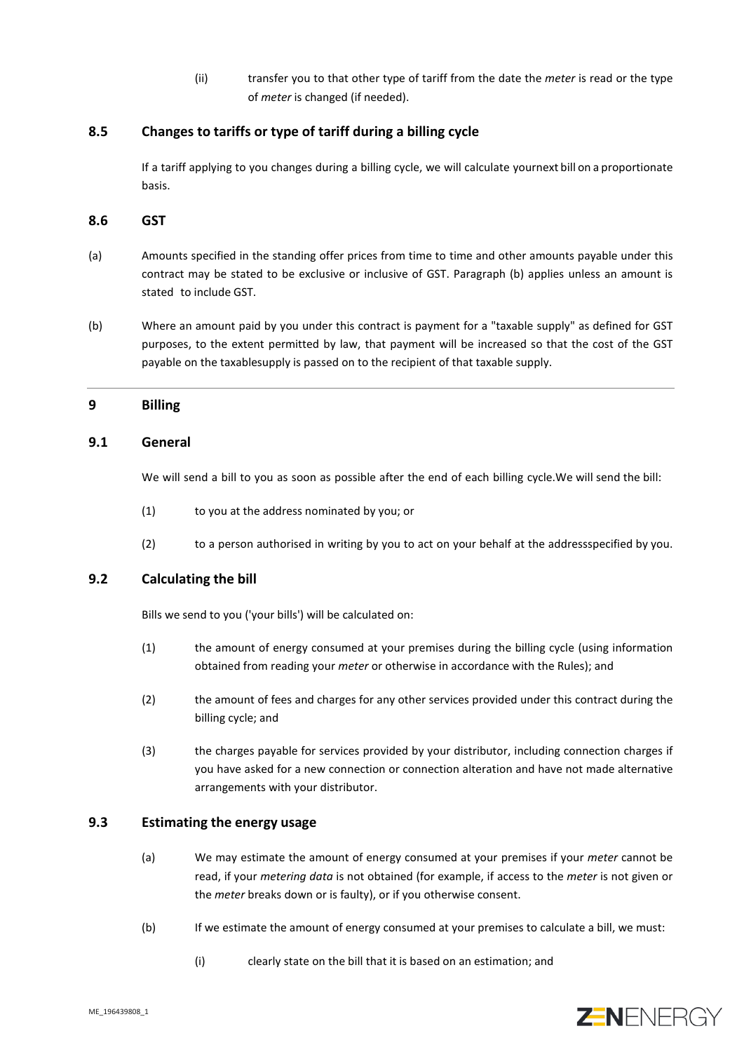(ii) transfer you to that other type of tariff from the date the *meter* is read or the type of *meter* is changed (if needed).

## 8.5 Changes to tariffs or type of tariff during a billing cycle

If a tariff applying to you changes during a billing cycle, we will calculate yournext bill on a proportionate basis.

## 8.6 GST

(a) Amounts specified in the standing offer prices from time to time and other amounts payable under this contract may be stated to be exclusive or inclusive of GST. Paragraph (b) applies unless an amount is stated to include GST.

(b) Where an amount paid by you under this contract is payment for a "taxable supply" as defined for GST purposes, to the extent permitted by law, that payment will be increased so that the cost of the GST payable on the taxablesupply is passed on to the recipient of that taxable supply.

---

# 9 Billing

## 9.1 General

We will send a bill to you as soon as possible after the end of each billing cycle.We will send the bill:

(1) to you at the address nominated by you; or

(2) to a person authorised in writing by you to act on your behalf at the addressspecified by you.

## 9.2 Calculating the bill

Bills we send to you ('your bills') will be calculated on:

(1) the amount of energy consumed at your premises during the billing cycle (using information obtained from reading your *meter* or otherwise in accordance with the Rules); and

(2) the amount of fees and charges for any other services provided under this contract during the billing cycle; and

(3) the charges payable for services provided by your distributor, including connection charges if you have asked for a new connection or connection alteration and have not made alternative arrangements with your distributor.

## 9.3 Estimating the energy usage

(a) We may estimate the amount of energy consumed at your premises if your *meter* cannot be read, if your *metering data* is not obtained (for example, if access to the *meter* is not given or the *meter* breaks down or is faulty), or if you otherwise consent.

(b) If we estimate the amount of energy consumed at your premises to calculate a bill, we must:

(i) clearly state on the bill that it is based on an estimation; and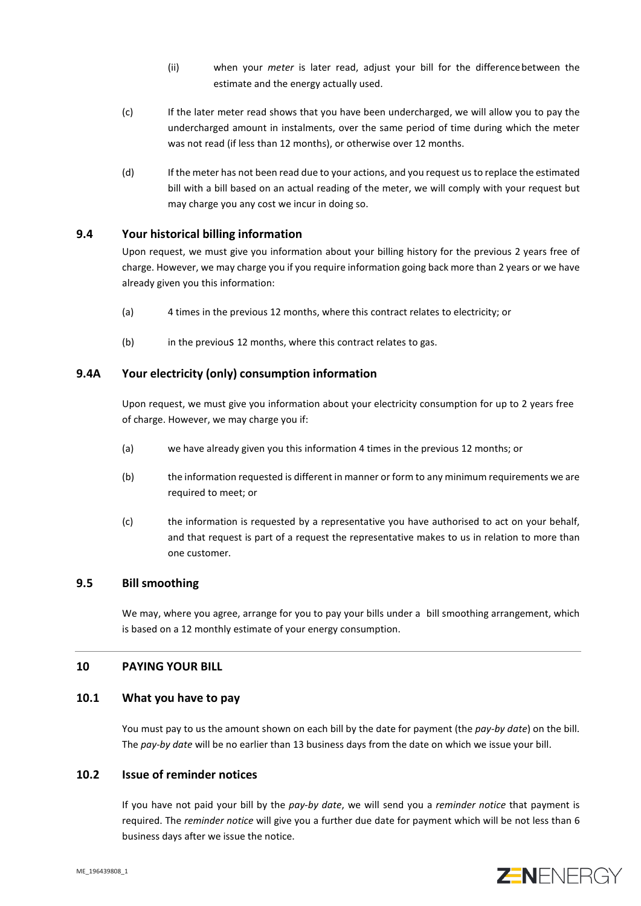(ii) when your *meter* is later read, adjust your bill for the difference between the estimate and the energy actually used.

(c) If the later meter read shows that you have been undercharged, we will allow you to pay the undercharged amount in instalments, over the same period of time during which the meter was not read (if less than 12 months), or otherwise over 12 months.

(d) If the meter has not been read due to your actions, and you request us to replace the estimated bill with a bill based on an actual reading of the meter, we will comply with your request but may charge you any cost we incur in doing so.

### 9.4 Your historical billing information

Upon request, we must give you information about your billing history for the previous 2 years free of charge. However, we may charge you if you require information going back more than 2 years or we have already given you this information:

(a) 4 times in the previous 12 months, where this contract relates to electricity; or

(b) in the previous 12 months, where this contract relates to gas.

### 9.4A Your electricity (only) consumption information

Upon request, we must give you information about your electricity consumption for up to 2 years free of charge. However, we may charge you if:

(a) we have already given you this information 4 times in the previous 12 months; or

(b) the information requested is different in manner or form to any minimum requirements we are required to meet; or

(c) the information is requested by a representative you have authorised to act on your behalf, and that request is part of a request the representative makes to us in relation to more than one customer.

### 9.5 Bill smoothing

We may, where you agree, arrange for you to pay your bills under a bill smoothing arrangement, which is based on a 12 monthly estimate of your energy consumption.

---

## 10 PAYING YOUR BILL

### 10.1 What you have to pay

You must pay to us the amount shown on each bill by the date for payment (the *pay-by date*) on the bill. The *pay-by date* will be no earlier than 13 business days from the date on which we issue your bill.

### 10.2 Issue of reminder notices

If you have not paid your bill by the *pay-by date*, we will send you a *reminder notice* that payment is required. The *reminder notice* will give you a further due date for payment which will be not less than 6 business days after we issue the notice.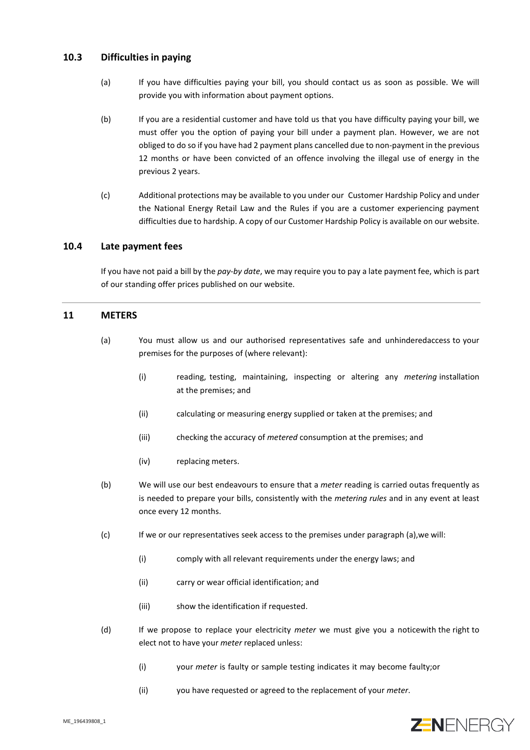## 10.3 Difficulties in paying

(a) If you have difficulties paying your bill, you should contact us as soon as possible. We will provide you with information about payment options.

(b) If you are a residential customer and have told us that you have difficulty paying your bill, we must offer you the option of paying your bill under a payment plan. However, we are not obliged to do so if you have had 2 payment plans cancelled due to non-payment in the previous 12 months or have been convicted of an offence involving the illegal use of energy in the previous 2 years.

(c) Additional protections may be available to you under our Customer Hardship Policy and under the National Energy Retail Law and the Rules if you are a customer experiencing payment difficulties due to hardship. A copy of our Customer Hardship Policy is available on our website.

## 10.4 Late payment fees

If you have not paid a bill by the *pay-by date*, we may require you to pay a late payment fee, which is part of our standing offer prices published on our website.

---

# 11 METERS

(a) You must allow us and our authorised representatives safe and unhinderedaccess to your premises for the purposes of (where relevant):

(i) reading, testing, maintaining, inspecting or altering any *metering* installation at the premises; and

(ii) calculating or measuring energy supplied or taken at the premises; and

(iii) checking the accuracy of *metered* consumption at the premises; and

(iv) replacing meters.

(b) We will use our best endeavours to ensure that a *meter* reading is carried outas frequently as is needed to prepare your bills, consistently with the *metering rules* and in any event at least once every 12 months.

(c) If we or our representatives seek access to the premises under paragraph (a),we will:

(i) comply with all relevant requirements under the energy laws; and

(ii) carry or wear official identification; and

(iii) show the identification if requested.

(d) If we propose to replace your electricity *meter* we must give you a noticewith the right to elect not to have your *meter* replaced unless:

(i) your *meter* is faulty or sample testing indicates it may become faulty;or

(ii) you have requested or agreed to the replacement of your *meter*.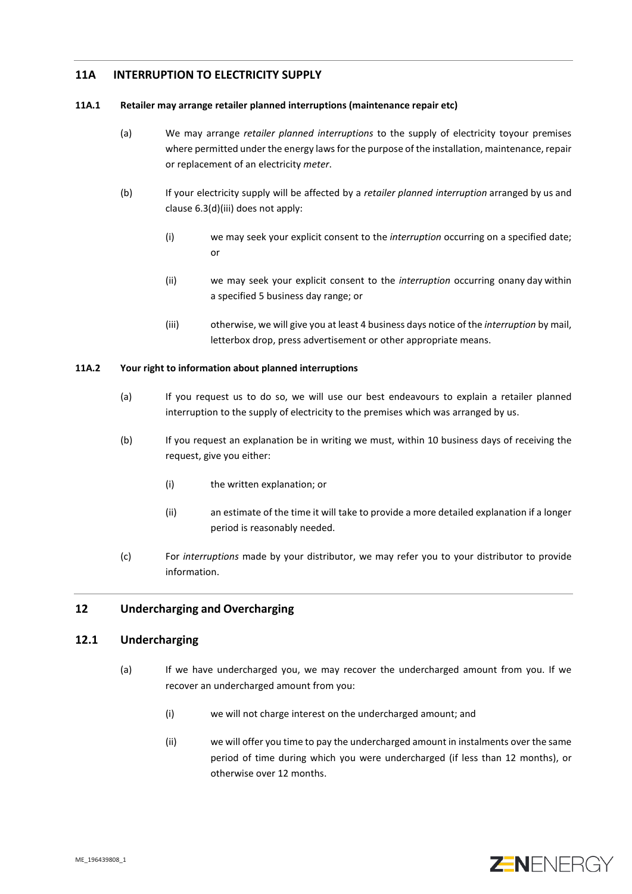## 11A INTERRUPTION TO ELECTRICITY SUPPLY

### 11A.1 Retailer may arrange retailer planned interruptions (maintenance repair etc)

(a) We may arrange *retailer planned interruptions* to the supply of electricity toyour premises where permitted under the energy laws for the purpose of the installation, maintenance, repair or replacement of an electricity *meter*.

(b) If your electricity supply will be affected by a *retailer planned interruption* arranged by us and clause 6.3(d)(iii) does not apply:

(i) we may seek your explicit consent to the *interruption* occurring on a specified date; or

(ii) we may seek your explicit consent to the *interruption* occurring onany day within a specified 5 business day range; or

(iii) otherwise, we will give you at least 4 business days notice of the *interruption* by mail, letterbox drop, press advertisement or other appropriate means.

### 11A.2 Your right to information about planned interruptions

(a) If you request us to do so, we will use our best endeavours to explain a retailer planned interruption to the supply of electricity to the premises which was arranged by us.

(b) If you request an explanation be in writing we must, within 10 business days of receiving the request, give you either:

(i) the written explanation; or

(ii) an estimate of the time it will take to provide a more detailed explanation if a longer period is reasonably needed.

(c) For *interruptions* made by your distributor, we may refer you to your distributor to provide information.

## 12 Undercharging and Overcharging

### 12.1 Undercharging

(a) If we have undercharged you, we may recover the undercharged amount from you. If we recover an undercharged amount from you:

(i) we will not charge interest on the undercharged amount; and

(ii) we will offer you time to pay the undercharged amount in instalments over the same period of time during which you were undercharged (if less than 12 months), or otherwise over 12 months.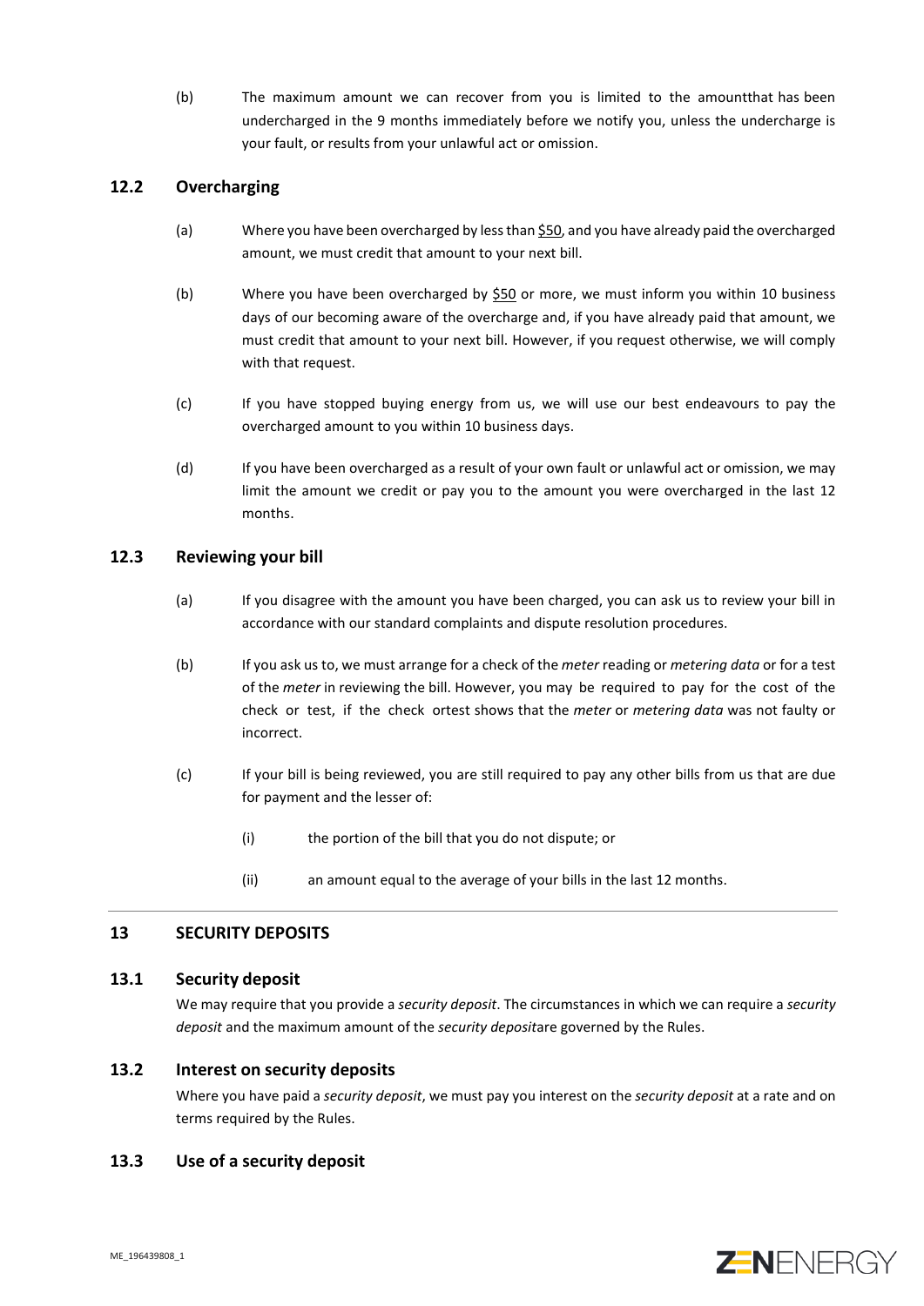(b) The maximum amount we can recover from you is limited to the amountthat has been undercharged in the 9 months immediately before we notify you, unless the undercharge is your fault, or results from your unlawful act or omission.

### 12.2 Overcharging

(a) Where you have been overcharged by less than $50, and you have already paid the overcharged amount, we must credit that amount to your next bill.

(b) Where you have been overcharged by $50 or more, we must inform you within 10 business days of our becoming aware of the overcharge and, if you have already paid that amount, we must credit that amount to your next bill. However, if you request otherwise, we will comply with that request.

(c) If you have stopped buying energy from us, we will use our best endeavours to pay the overcharged amount to you within 10 business days.

(d) If you have been overcharged as a result of your own fault or unlawful act or omission, we may limit the amount we credit or pay you to the amount you were overcharged in the last 12 months.

### 12.3 Reviewing your bill

(a) If you disagree with the amount you have been charged, you can ask us to review your bill in accordance with our standard complaints and dispute resolution procedures.

(b) If you ask us to, we must arrange for a check of the *meter* reading or *metering data* or for a test of the *meter* in reviewing the bill. However, you may be required to pay for the cost of the check or test, if the check ortest shows that the *meter* or *metering data* was not faulty or incorrect.

(c) If your bill is being reviewed, you are still required to pay any other bills from us that are due for payment and the lesser of:

(i) the portion of the bill that you do not dispute; or

(ii) an amount equal to the average of your bills in the last 12 months.

## 13 SECURITY DEPOSITS

### 13.1 Security deposit

We may require that you provide a *security deposit*. The circumstances in which we can require a *security deposit* and the maximum amount of the *security deposit*are governed by the Rules.

### 13.2 Interest on security deposits

Where you have paid a *security deposit*, we must pay you interest on the *security deposit* at a rate and on terms required by the Rules.

### 13.3 Use of a security deposit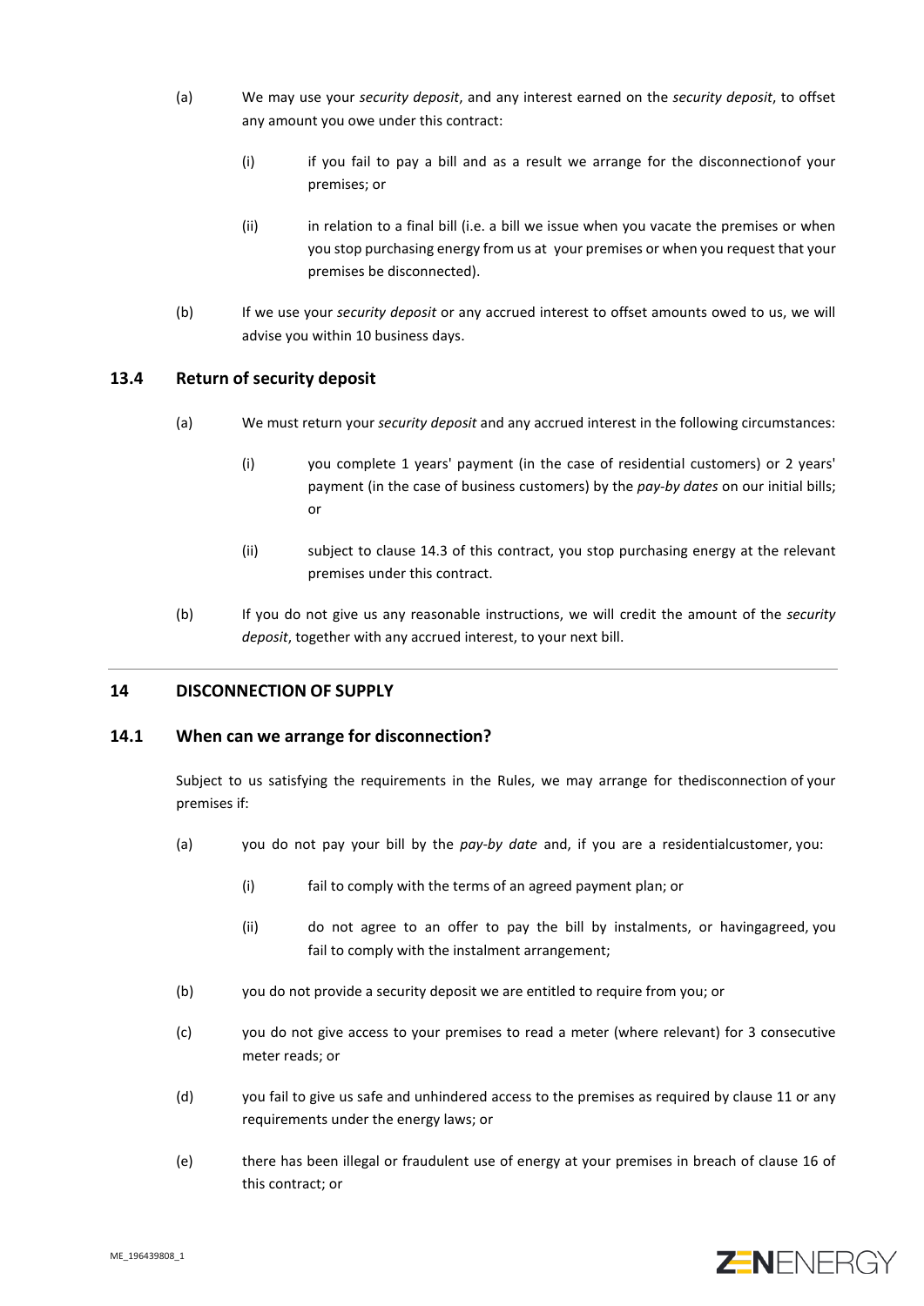(a) We may use your *security deposit*, and any interest earned on the *security deposit*, to offset any amount you owe under this contract:

  (i) if you fail to pay a bill and as a result we arrange for the disconnectionof your premises; or

  (ii) in relation to a final bill (i.e. a bill we issue when you vacate the premises or when you stop purchasing energy from us at your premises or when you request that your premises be disconnected).

(b) If we use your *security deposit* or any accrued interest to offset amounts owed to us, we will advise you within 10 business days.

### 13.4 Return of security deposit

(a) We must return your *security deposit* and any accrued interest in the following circumstances:

  (i) you complete 1 years' payment (in the case of residential customers) or 2 years' payment (in the case of business customers) by the *pay-by dates* on our initial bills; or

  (ii) subject to clause 14.3 of this contract, you stop purchasing energy at the relevant premises under this contract.

(b) If you do not give us any reasonable instructions, we will credit the amount of the *security deposit*, together with any accrued interest, to your next bill.

---

## 14 DISCONNECTION OF SUPPLY

### 14.1 When can we arrange for disconnection?

Subject to us satisfying the requirements in the Rules, we may arrange for thedisconnection of your premises if:

(a) you do not pay your bill by the *pay-by date* and, if you are a residentialcustomer, you:

  (i) fail to comply with the terms of an agreed payment plan; or

  (ii) do not agree to an offer to pay the bill by instalments, or havingagreed, you fail to comply with the instalment arrangement;

(b) you do not provide a security deposit we are entitled to require from you; or

(c) you do not give access to your premises to read a meter (where relevant) for 3 consecutive meter reads; or

(d) you fail to give us safe and unhindered access to the premises as required by clause 11 or any requirements under the energy laws; or

(e) there has been illegal or fraudulent use of energy at your premises in breach of clause 16 of this contract; or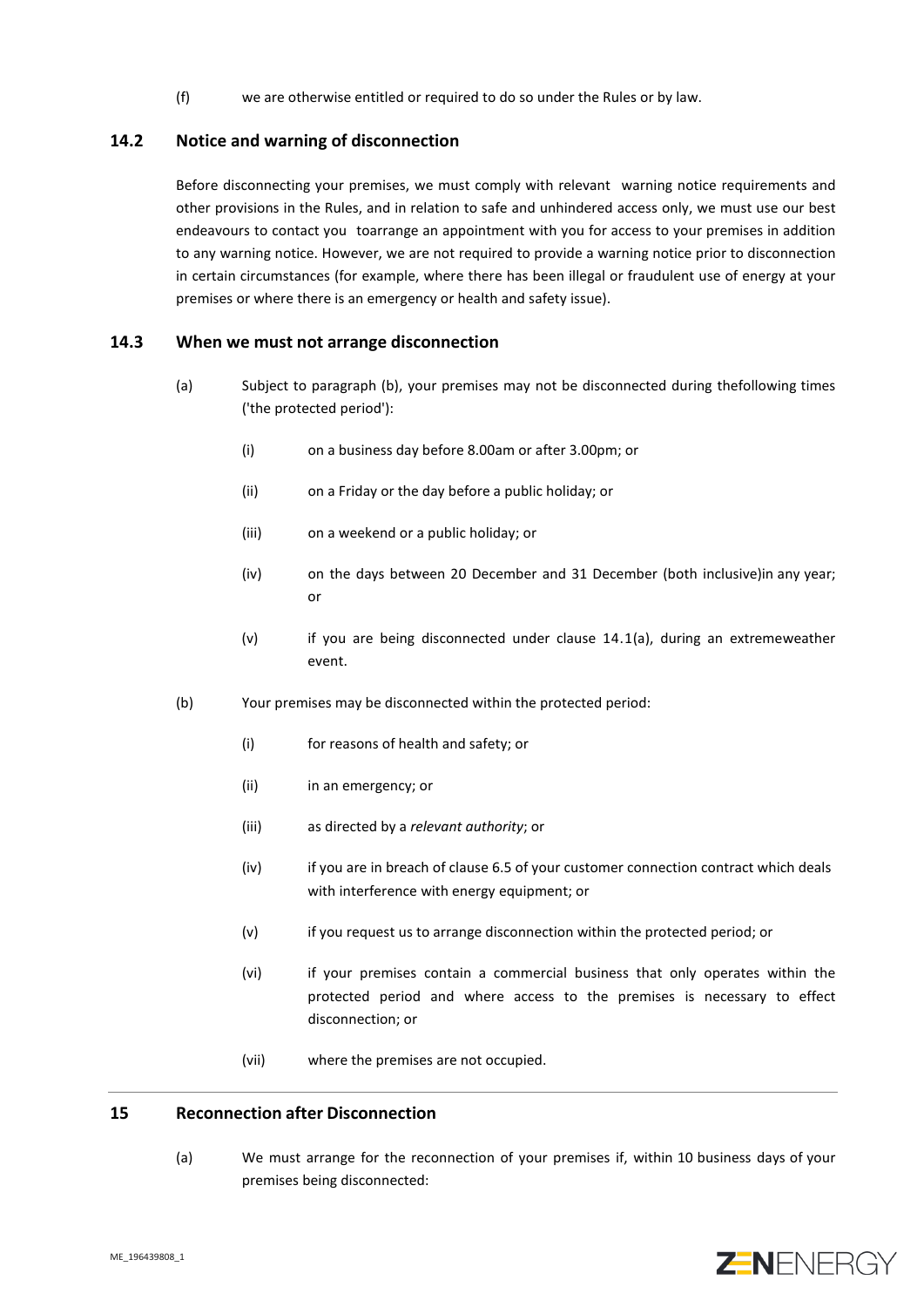(f) we are otherwise entitled or required to do so under the Rules or by law.

## 14.2 Notice and warning of disconnection

Before disconnecting your premises, we must comply with relevant warning notice requirements and other provisions in the Rules, and in relation to safe and unhindered access only, we must use our best endeavours to contact you toarrange an appointment with you for access to your premises in addition to any warning notice. However, we are not required to provide a warning notice prior to disconnection in certain circumstances (for example, where there has been illegal or fraudulent use of energy at your premises or where there is an emergency or health and safety issue).

## 14.3 When we must not arrange disconnection

(a) Subject to paragraph (b), your premises may not be disconnected during thefollowing times ('the protected period'):

  (i) on a business day before 8.00am or after 3.00pm; or

  (ii) on a Friday or the day before a public holiday; or

  (iii) on a weekend or a public holiday; or

  (iv) on the days between 20 December and 31 December (both inclusive)in any year; or

  (v) if you are being disconnected under clause 14.1(a), during an extremeweather event.

(b) Your premises may be disconnected within the protected period:

  (i) for reasons of health and safety; or

  (ii) in an emergency; or

  (iii) as directed by a *relevant authority*; or

  (iv) if you are in breach of clause 6.5 of your customer connection contract which deals with interference with energy equipment; or

  (v) if you request us to arrange disconnection within the protected period; or

  (vi) if your premises contain a commercial business that only operates within the protected period and where access to the premises is necessary to effect disconnection; or

  (vii) where the premises are not occupied.

## 15 Reconnection after Disconnection

(a) We must arrange for the reconnection of your premises if, within 10 business days of your premises being disconnected: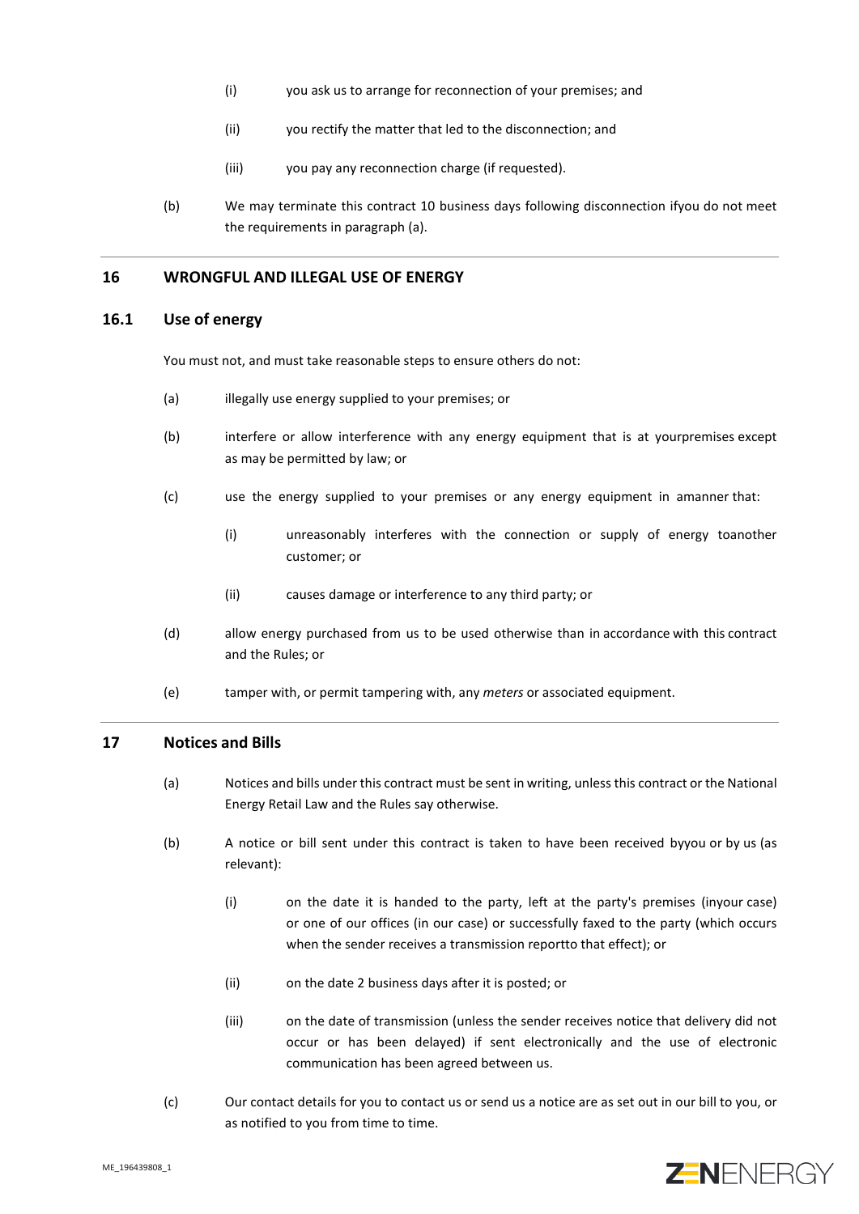(i) you ask us to arrange for reconnection of your premises; and

(ii) you rectify the matter that led to the disconnection; and

(iii) you pay any reconnection charge (if requested).

(b) We may terminate this contract 10 business days following disconnection ifyou do not meet the requirements in paragraph (a).

## 16 WRONGFUL AND ILLEGAL USE OF ENERGY

### 16.1 Use of energy

You must not, and must take reasonable steps to ensure others do not:

(a) illegally use energy supplied to your premises; or

(b) interfere or allow interference with any energy equipment that is at yourpremises except as may be permitted by law; or

(c) use the energy supplied to your premises or any energy equipment in amanner that:

(i) unreasonably interferes with the connection or supply of energy toanother customer; or

(ii) causes damage or interference to any third party; or

(d) allow energy purchased from us to be used otherwise than in accordance with this contract and the Rules; or

(e) tamper with, or permit tampering with, any *meters* or associated equipment.

## 17 Notices and Bills

(a) Notices and bills under this contract must be sent in writing, unless this contract or the National Energy Retail Law and the Rules say otherwise.

(b) A notice or bill sent under this contract is taken to have been received byyou or by us (as relevant):

(i) on the date it is handed to the party, left at the party's premises (inyour case) or one of our offices (in our case) or successfully faxed to the party (which occurs when the sender receives a transmission reportto that effect); or

(ii) on the date 2 business days after it is posted; or

(iii) on the date of transmission (unless the sender receives notice that delivery did not occur or has been delayed) if sent electronically and the use of electronic communication has been agreed between us.

(c) Our contact details for you to contact us or send us a notice are as set out in our bill to you, or as notified to you from time to time.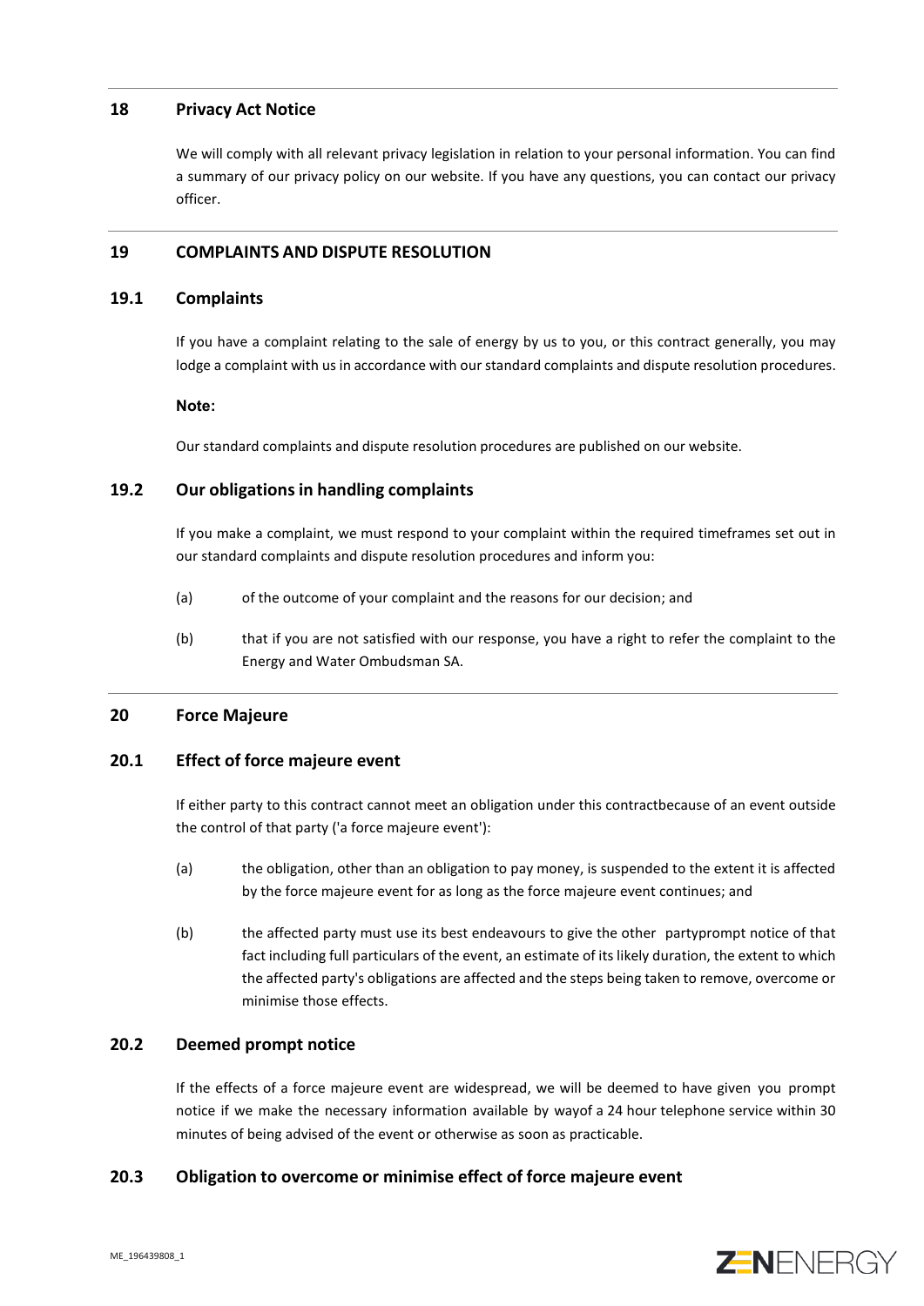## 18 Privacy Act Notice

We will comply with all relevant privacy legislation in relation to your personal information. You can find a summary of our privacy policy on our website. If you have any questions, you can contact our privacy officer.

## 19 COMPLAINTS AND DISPUTE RESOLUTION

### 19.1 Complaints

If you have a complaint relating to the sale of energy by us to you, or this contract generally, you may lodge a complaint with us in accordance with our standard complaints and dispute resolution procedures.

**Note:**

Our standard complaints and dispute resolution procedures are published on our website.

### 19.2 Our obligations in handling complaints

If you make a complaint, we must respond to your complaint within the required timeframes set out in our standard complaints and dispute resolution procedures and inform you:

(a) of the outcome of your complaint and the reasons for our decision; and

(b) that if you are not satisfied with our response, you have a right to refer the complaint to the Energy and Water Ombudsman SA.

## 20 Force Majeure

### 20.1 Effect of force majeure event

If either party to this contract cannot meet an obligation under this contractbecause of an event outside the control of that party ('a force majeure event'):

(a) the obligation, other than an obligation to pay money, is suspended to the extent it is affected by the force majeure event for as long as the force majeure event continues; and

(b) the affected party must use its best endeavours to give the other partyprompt notice of that fact including full particulars of the event, an estimate of its likely duration, the extent to which the affected party's obligations are affected and the steps being taken to remove, overcome or minimise those effects.

### 20.2 Deemed prompt notice

If the effects of a force majeure event are widespread, we will be deemed to have given you prompt notice if we make the necessary information available by wayof a 24 hour telephone service within 30 minutes of being advised of the event or otherwise as soon as practicable.

### 20.3 Obligation to overcome or minimise effect of force majeure event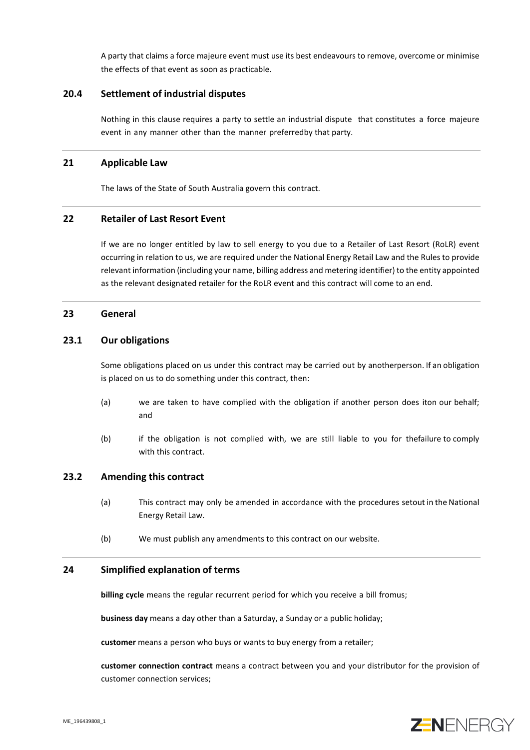A party that claims a force majeure event must use its best endeavours to remove, overcome or minimise the effects of that event as soon as practicable.

### 20.4 Settlement of industrial disputes

Nothing in this clause requires a party to settle an industrial dispute that constitutes a force majeure event in any manner other than the manner preferredby that party.

## 21 Applicable Law

The laws of the State of South Australia govern this contract.

## 22 Retailer of Last Resort Event

If we are no longer entitled by law to sell energy to you due to a Retailer of Last Resort (RoLR) event occurring in relation to us, we are required under the National Energy Retail Law and the Rules to provide relevant information (including your name, billing address and metering identifier) to the entity appointed as the relevant designated retailer for the RoLR event and this contract will come to an end.

## 23 General

### 23.1 Our obligations

Some obligations placed on us under this contract may be carried out by anotherperson. If an obligation is placed on us to do something under this contract, then:

(a) we are taken to have complied with the obligation if another person does iton our behalf; and

(b) if the obligation is not complied with, we are still liable to you for thefailure to comply with this contract.

### 23.2 Amending this contract

(a) This contract may only be amended in accordance with the procedures setout in the National Energy Retail Law.

(b) We must publish any amendments to this contract on our website.

## 24 Simplified explanation of terms

**billing cycle** means the regular recurrent period for which you receive a bill fromus;

**business day** means a day other than a Saturday, a Sunday or a public holiday;

**customer** means a person who buys or wants to buy energy from a retailer;

**customer connection contract** means a contract between you and your distributor for the provision of customer connection services;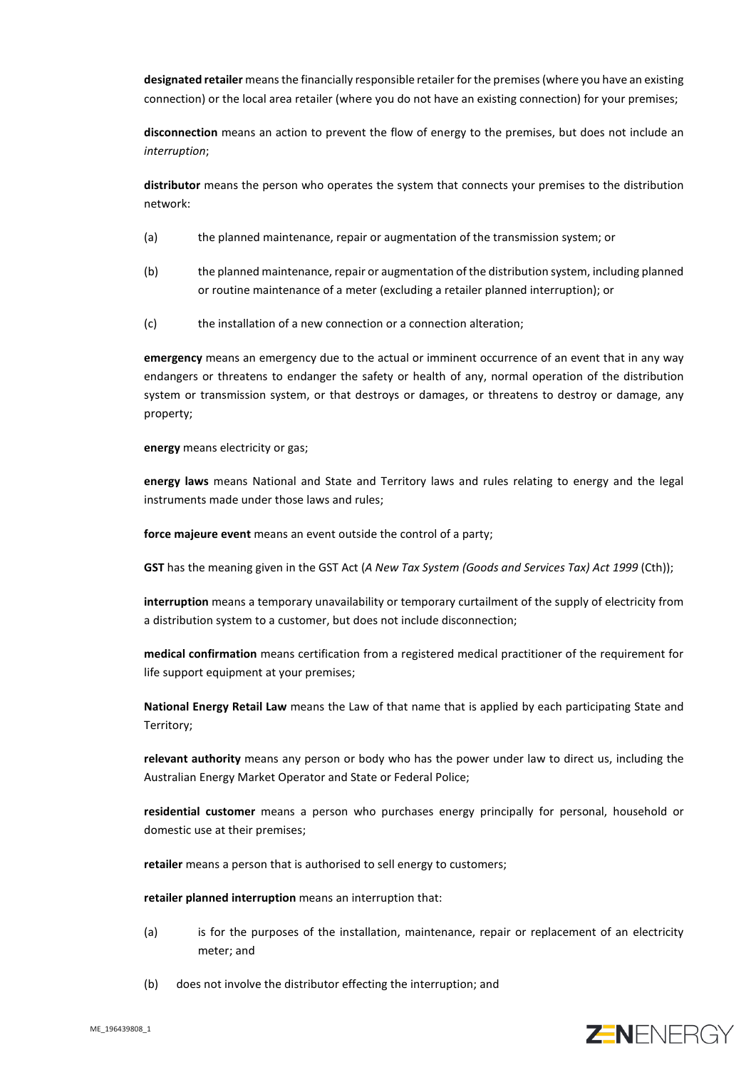**designated retailer** means the financially responsible retailer for the premises (where you have an existing connection) or the local area retailer (where you do not have an existing connection) for your premises;

**disconnection** means an action to prevent the flow of energy to the premises, but does not include an *interruption*;

**distributor** means the person who operates the system that connects your premises to the distribution network:

(a) the planned maintenance, repair or augmentation of the transmission system; or

(b) the planned maintenance, repair or augmentation of the distribution system, including planned or routine maintenance of a meter (excluding a retailer planned interruption); or

(c) the installation of a new connection or a connection alteration;

**emergency** means an emergency due to the actual or imminent occurrence of an event that in any way endangers or threatens to endanger the safety or health of any, normal operation of the distribution system or transmission system, or that destroys or damages, or threatens to destroy or damage, any property;

**energy** means electricity or gas;

**energy laws** means National and State and Territory laws and rules relating to energy and the legal instruments made under those laws and rules;

**force majeure event** means an event outside the control of a party;

**GST** has the meaning given in the GST Act (*A New Tax System (Goods and Services Tax) Act 1999* (Cth));

**interruption** means a temporary unavailability or temporary curtailment of the supply of electricity from a distribution system to a customer, but does not include disconnection;

**medical confirmation** means certification from a registered medical practitioner of the requirement for life support equipment at your premises;

**National Energy Retail Law** means the Law of that name that is applied by each participating State and Territory;

**relevant authority** means any person or body who has the power under law to direct us, including the Australian Energy Market Operator and State or Federal Police;

**residential customer** means a person who purchases energy principally for personal, household or domestic use at their premises;

**retailer** means a person that is authorised to sell energy to customers;

**retailer planned interruption** means an interruption that:

(a) is for the purposes of the installation, maintenance, repair or replacement of an electricity meter; and

(b) does not involve the distributor effecting the interruption; and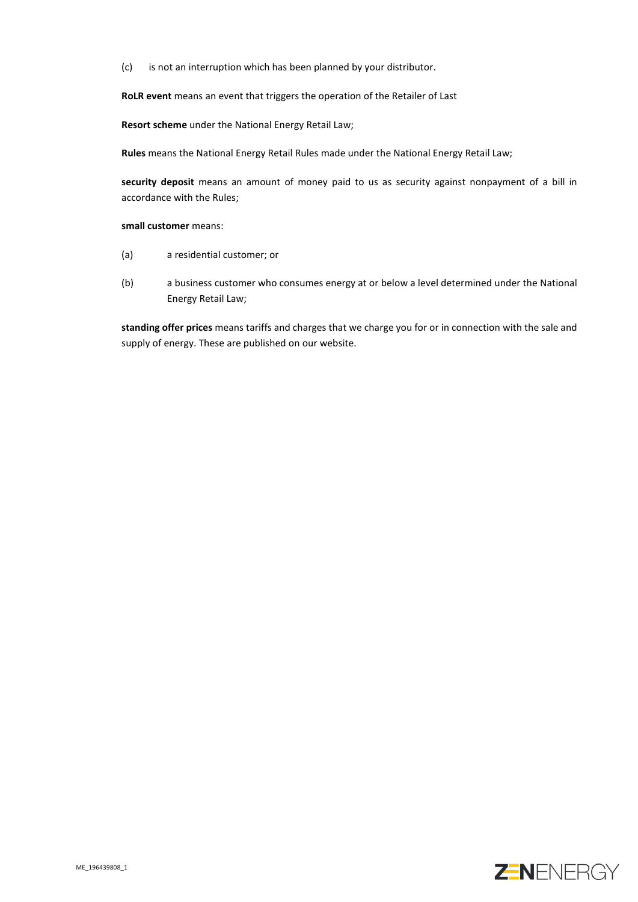(c) is not an interruption which has been planned by your distributor.

**RoLR event** means an event that triggers the operation of the Retailer of Last

**Resort scheme** under the National Energy Retail Law;

**Rules** means the National Energy Retail Rules made under the National Energy Retail Law;

**security deposit** means an amount of money paid to us as security against nonpayment of a bill in accordance with the Rules;

**small customer** means:

(a) a residential customer; or

(b) a business customer who consumes energy at or below a level determined under the National Energy Retail Law;

**standing offer prices** means tariffs and charges that we charge you for or in connection with the sale and supply of energy. These are published on our website.